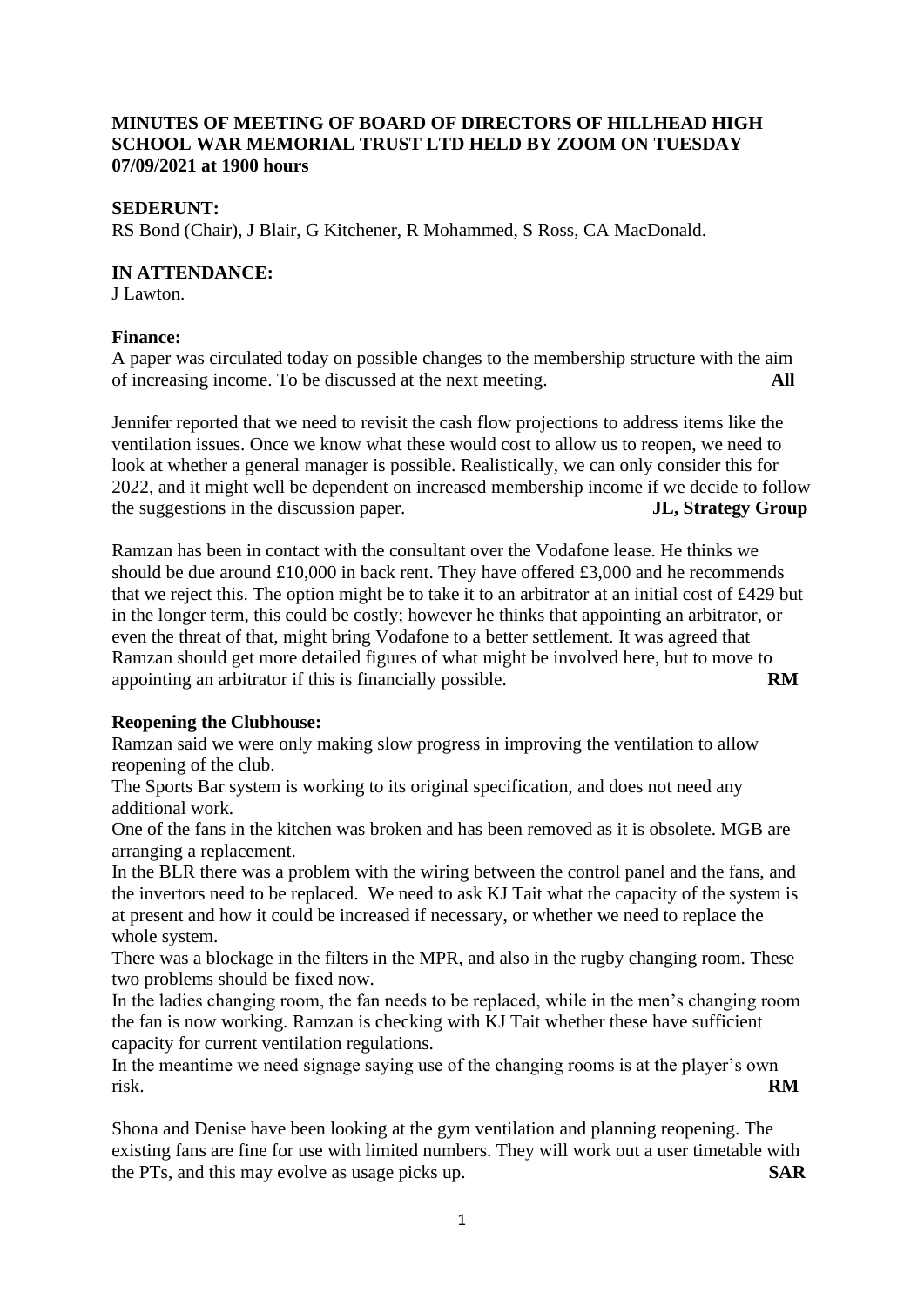**MINUTES OF MEETING OF BOARD OF DIRECTORS OF HILLHEAD HIGH SCHOOL WAR MEMORIAL TRUST LTD HELD BY ZOOM ON TUESDAY 07/09/2021 at 1900 hours**

**SEDERUNT:**
RS Bond (Chair), J Blair, G Kitchener, R Mohammed, S Ross, CA MacDonald.

**IN ATTENDANCE:**
J Lawton.

**Finance:**
A paper was circulated today on possible changes to the membership structure with the aim of increasing income. To be discussed at the next meeting. **All**

Jennifer reported that we need to revisit the cash flow projections to address items like the ventilation issues. Once we know what these would cost to allow us to reopen, we need to look at whether a general manager is possible. Realistically, we can only consider this for 2022, and it might well be dependent on increased membership income if we decide to follow the suggestions in the discussion paper. **JL, Strategy Group**

Ramzan has been in contact with the consultant over the Vodafone lease. He thinks we should be due around £10,000 in back rent. They have offered £3,000 and he recommends that we reject this. The option might be to take it to an arbitrator at an initial cost of £429 but in the longer term, this could be costly; however he thinks that appointing an arbitrator, or even the threat of that, might bring Vodafone to a better settlement. It was agreed that Ramzan should get more detailed figures of what might be involved here, but to move to appointing an arbitrator if this is financially possible. **RM**

**Reopening the Clubhouse:**
Ramzan said we were only making slow progress in improving the ventilation to allow reopening of the club.
The Sports Bar system is working to its original specification, and does not need any additional work.
One of the fans in the kitchen was broken and has been removed as it is obsolete. MGB are arranging a replacement.
In the BLR there was a problem with the wiring between the control panel and the fans, and the invertors need to be replaced. We need to ask KJ Tait what the capacity of the system is at present and how it could be increased if necessary, or whether we need to replace the whole system.
There was a blockage in the filters in the MPR, and also in the rugby changing room. These two problems should be fixed now.
In the ladies changing room, the fan needs to be replaced, while in the men's changing room the fan is now working. Ramzan is checking with KJ Tait whether these have sufficient capacity for current ventilation regulations.
In the meantime we need signage saying use of the changing rooms is at the player's own risk. **RM**

Shona and Denise have been looking at the gym ventilation and planning reopening. The existing fans are fine for use with limited numbers. They will work out a user timetable with the PTs, and this may evolve as usage picks up. **SAR**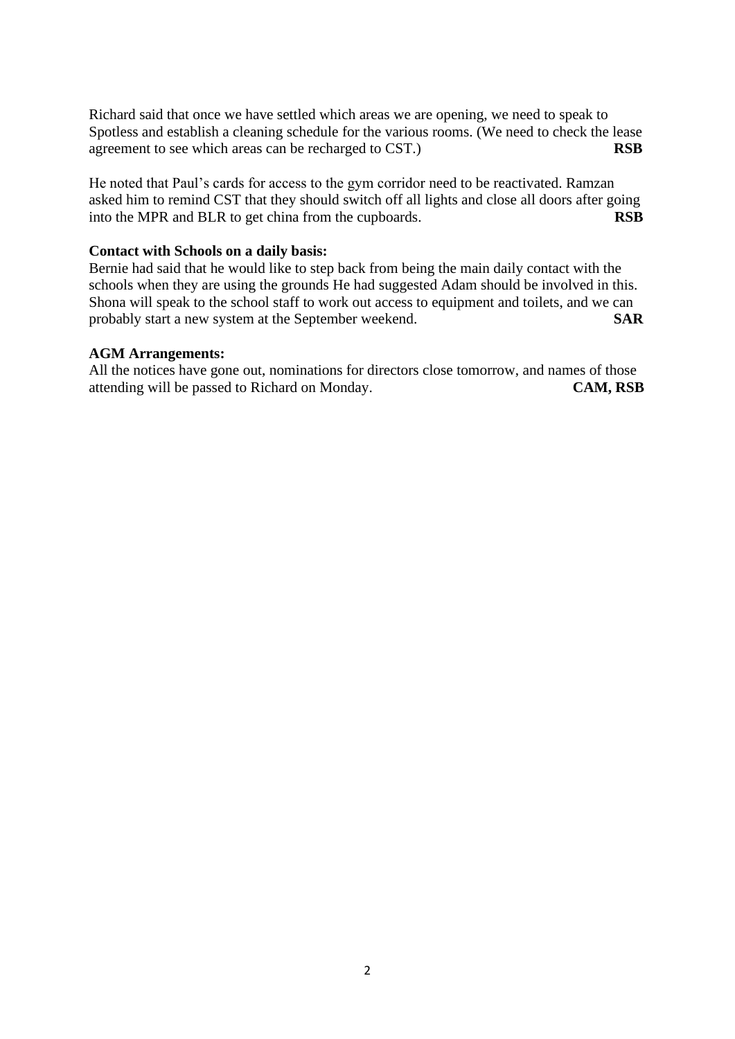Richard said that once we have settled which areas we are opening, we need to speak to Spotless and establish a cleaning schedule for the various rooms. (We need to check the lease agreement to see which areas can be recharged to CST.) **RSB**

He noted that Paul's cards for access to the gym corridor need to be reactivated. Ramzan asked him to remind CST that they should switch off all lights and close all doors after going into the MPR and BLR to get china from the cupboards. **RSB**

**Contact with Schools on a daily basis:**
Bernie had said that he would like to step back from being the main daily contact with the schools when they are using the grounds He had suggested Adam should be involved in this. Shona will speak to the school staff to work out access to equipment and toilets, and we can probably start a new system at the September weekend. **SAR**

**AGM Arrangements:**
All the notices have gone out, nominations for directors close tomorrow, and names of those attending will be passed to Richard on Monday. **CAM, RSB**